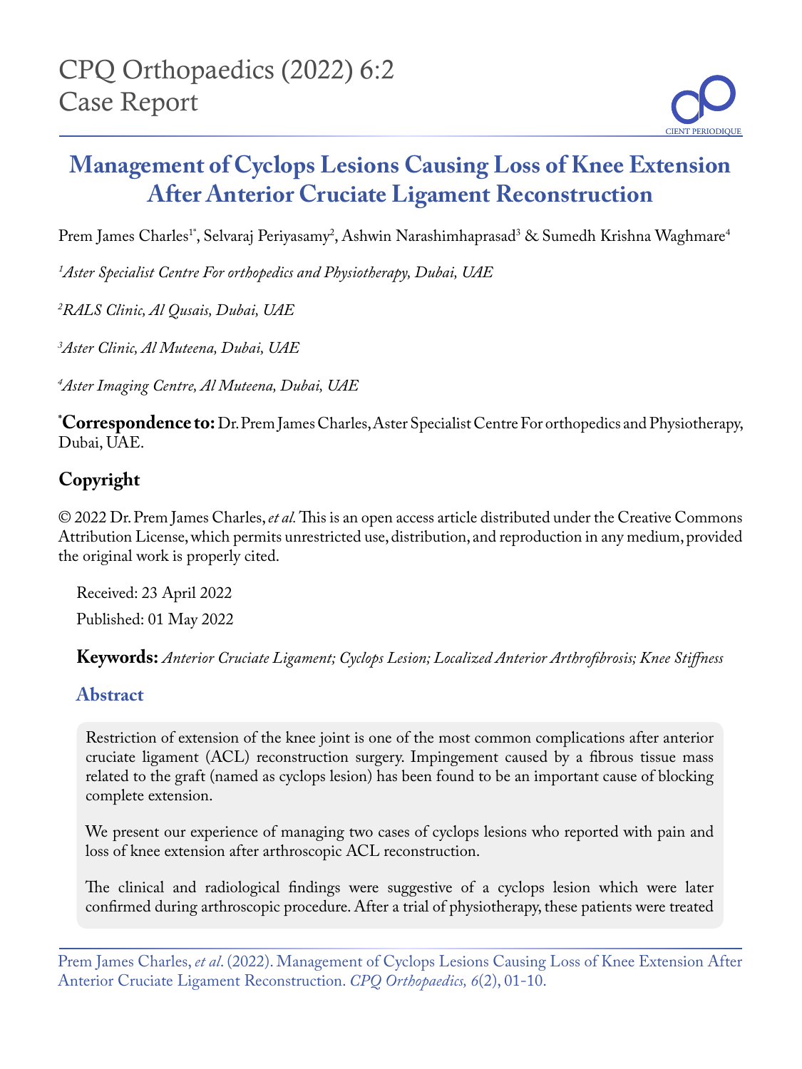# Management of Cyclops Lesions Causing Loss of Knee Extension After Anterior Cruciate Ligament Reconstruction

Prem James Charles[1*], Selvaraj Periyasamy[2], Ashwin Narashimhaprasad[3] & Sumedh Krishna Waghmare[4]

*[1]Aster Specialist Centre For orthopedics and Physiotherapy, Dubai, UAE*

*[2]RALS Clinic, Al Qusais, Dubai, UAE*

*[3]Aster Clinic, Al Muteena, Dubai, UAE*

*[4]Aster Imaging Centre, Al Muteena, Dubai, UAE*

**[*]Correspondence to:** Dr. Prem James Charles, Aster Specialist Centre For orthopedics and Physiotherapy, Dubai, UAE.

## Copyright

© 2022 Dr. Prem James Charles, *et al.* This is an open access article distributed under the Creative Commons Attribution License, which permits unrestricted use, distribution, and reproduction in any medium, provided the original work is properly cited.

Received: 23 April 2022

Published: 01 May 2022

**Keywords:** *Anterior Cruciate Ligament; Cyclops Lesion; Localized Anterior Arthrofibrosis; Knee Stiffness*

## Abstract

Restriction of extension of the knee joint is one of the most common complications after anterior cruciate ligament (ACL) reconstruction surgery. Impingement caused by a fibrous tissue mass related to the graft (named as cyclops lesion) has been found to be an important cause of blocking complete extension.

We present our experience of managing two cases of cyclops lesions who reported with pain and loss of knee extension after arthroscopic ACL reconstruction.

The clinical and radiological findings were suggestive of a cyclops lesion which were later confirmed during arthroscopic procedure. After a trial of physiotherapy, these patients were treated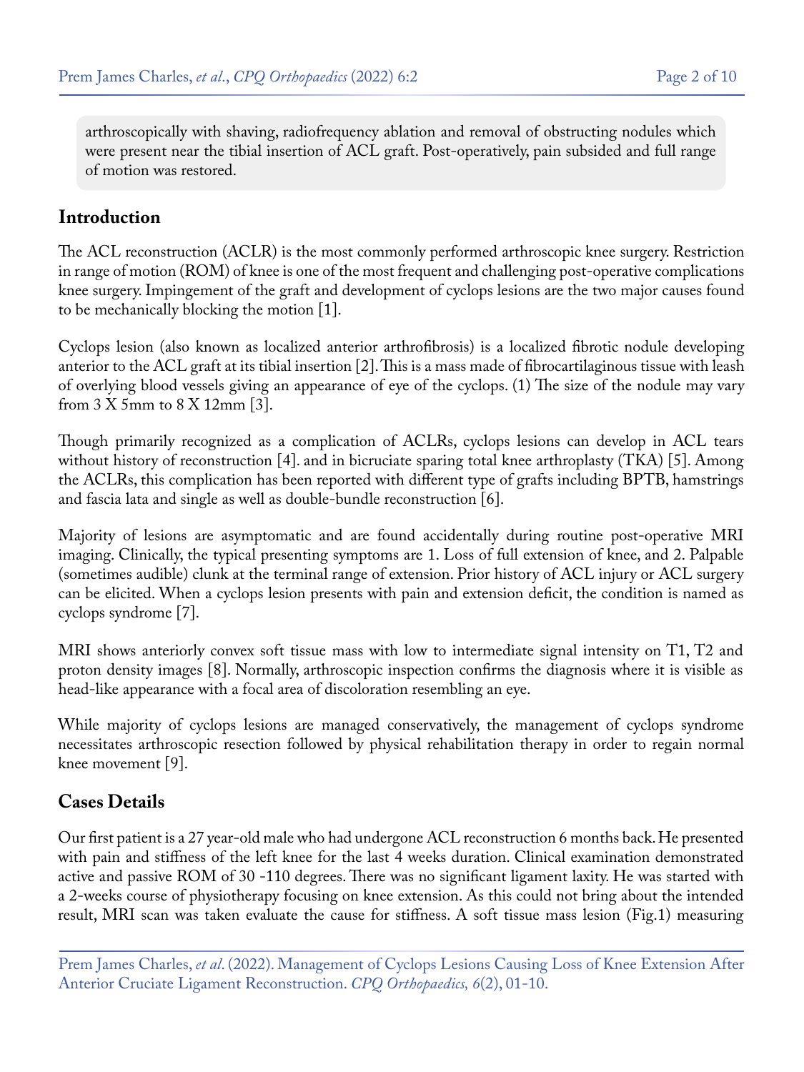arthroscopically with shaving, radiofrequency ablation and removal of obstructing nodules which were present near the tibial insertion of ACL graft. Post-operatively, pain subsided and full range of motion was restored.

## Introduction

The ACL reconstruction (ACLR) is the most commonly performed arthroscopic knee surgery. Restriction in range of motion (ROM) of knee is one of the most frequent and challenging post-operative complications knee surgery. Impingement of the graft and development of cyclops lesions are the two major causes found to be mechanically blocking the motion [1].

Cyclops lesion (also known as localized anterior arthrofibrosis) is a localized fibrotic nodule developing anterior to the ACL graft at its tibial insertion [2]. This is a mass made of fibrocartilaginous tissue with leash of overlying blood vessels giving an appearance of eye of the cyclops. (1) The size of the nodule may vary from 3 X 5mm to 8 X 12mm [3].

Though primarily recognized as a complication of ACLRs, cyclops lesions can develop in ACL tears without history of reconstruction [4]. and in bicruciate sparing total knee arthroplasty (TKA) [5]. Among the ACLRs, this complication has been reported with different type of grafts including BPTB, hamstrings and fascia lata and single as well as double-bundle reconstruction [6].

Majority of lesions are asymptomatic and are found accidentally during routine post-operative MRI imaging. Clinically, the typical presenting symptoms are 1. Loss of full extension of knee, and 2. Palpable (sometimes audible) clunk at the terminal range of extension. Prior history of ACL injury or ACL surgery can be elicited. When a cyclops lesion presents with pain and extension deficit, the condition is named as cyclops syndrome [7].

MRI shows anteriorly convex soft tissue mass with low to intermediate signal intensity on T1, T2 and proton density images [8]. Normally, arthroscopic inspection confirms the diagnosis where it is visible as head-like appearance with a focal area of discoloration resembling an eye.

While majority of cyclops lesions are managed conservatively, the management of cyclops syndrome necessitates arthroscopic resection followed by physical rehabilitation therapy in order to regain normal knee movement [9].

## Cases Details

Our first patient is a 27 year-old male who had undergone ACL reconstruction 6 months back. He presented with pain and stiffness of the left knee for the last 4 weeks duration. Clinical examination demonstrated active and passive ROM of 30 -110 degrees. There was no significant ligament laxity. He was started with a 2-weeks course of physiotherapy focusing on knee extension. As this could not bring about the intended result, MRI scan was taken evaluate the cause for stiffness. A soft tissue mass lesion (Fig.1) measuring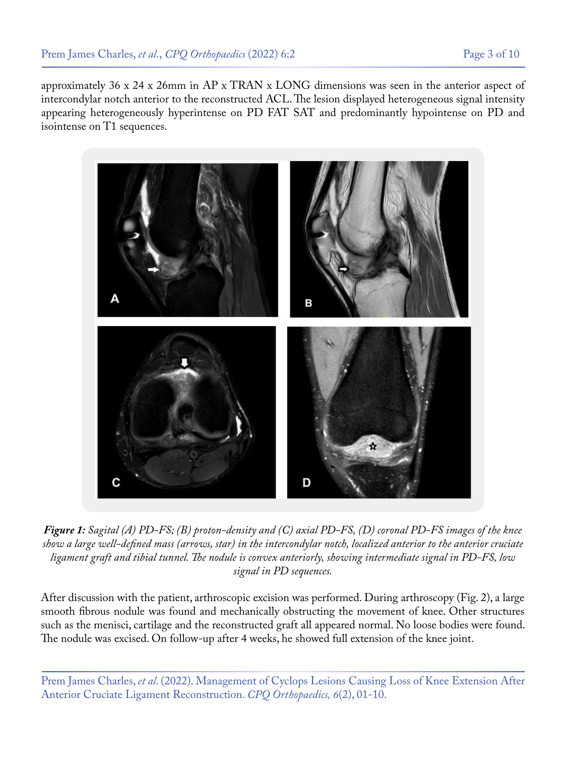approximately 36 x 24 x 26mm in AP x TRAN x LONG dimensions was seen in the anterior aspect of intercondylar notch anterior to the reconstructed ACL. The lesion displayed heterogeneous signal intensity appearing heterogeneously hyperintense on PD FAT SAT and predominantly hypointense on PD and isointense on T1 sequences.

***Figure 1:*** *Sagital (A) PD-FS; (B) proton-density and (C) axial PD-FS, (D) coronal PD-FS images of the knee show a large well-defined mass (arrows, star) in the intercondylar notch, localized anterior to the anterior cruciate ligament graft and tibial tunnel. The nodule is convex anteriorly, showing intermediate signal in PD-FS, low signal in PD sequences.*

After discussion with the patient, arthroscopic excision was performed. During arthroscopy (Fig. 2), a large smooth fibrous nodule was found and mechanically obstructing the movement of knee. Other structures such as the menisci, cartilage and the reconstructed graft all appeared normal. No loose bodies were found. The nodule was excised. On follow-up after 4 weeks, he showed full extension of the knee joint.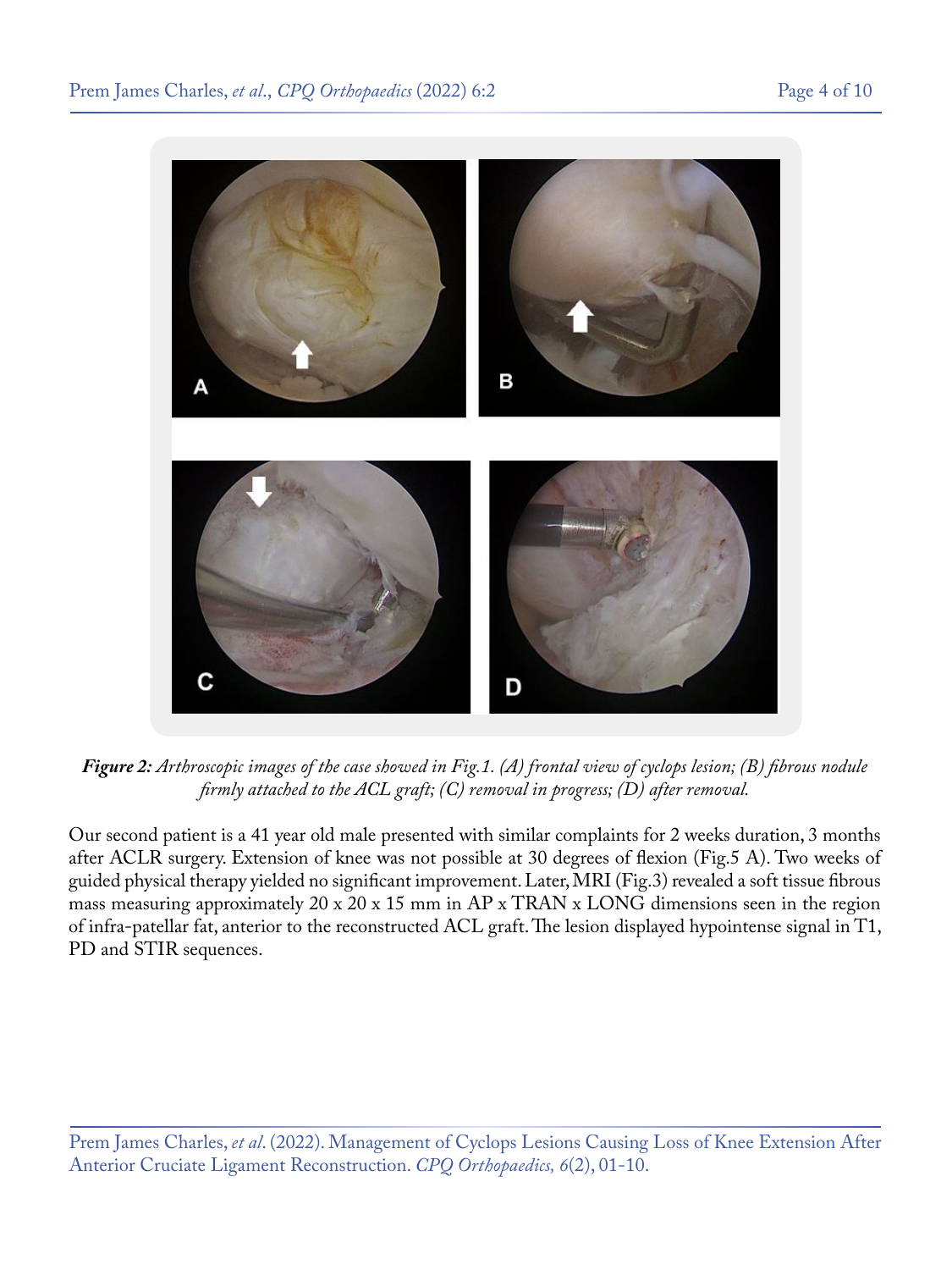***Figure 2:*** *Arthroscopic images of the case showed in Fig.1. (A) frontal view of cyclops lesion; (B) fibrous nodule firmly attached to the ACL graft; (C) removal in progress; (D) after removal.*

Our second patient is a 41 year old male presented with similar complaints for 2 weeks duration, 3 months after ACLR surgery. Extension of knee was not possible at 30 degrees of flexion (Fig.5 A). Two weeks of guided physical therapy yielded no significant improvement. Later, MRI (Fig.3) revealed a soft tissue fibrous mass measuring approximately 20 x 20 x 15 mm in AP x TRAN x LONG dimensions seen in the region of infra-patellar fat, anterior to the reconstructed ACL graft. The lesion displayed hypointense signal in T1, PD and STIR sequences.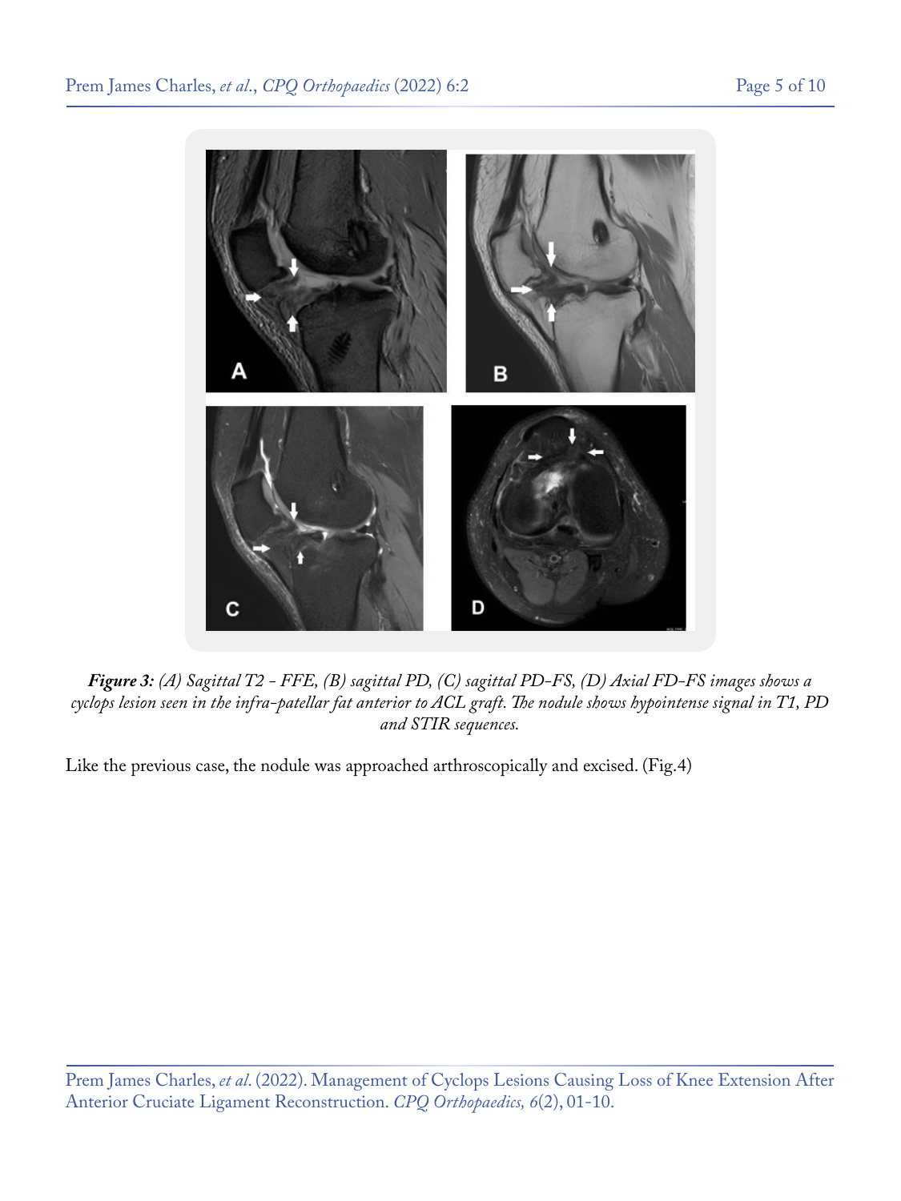***Figure 3:*** *(A) Sagittal T2 - FFE, (B) sagittal PD, (C) sagittal PD-FS, (D) Axial FD-FS images shows a cyclops lesion seen in the infra-patellar fat anterior to ACL graft. The nodule shows hypointense signal in T1, PD and STIR sequences.*

Like the previous case, the nodule was approached arthroscopically and excised. (Fig.4)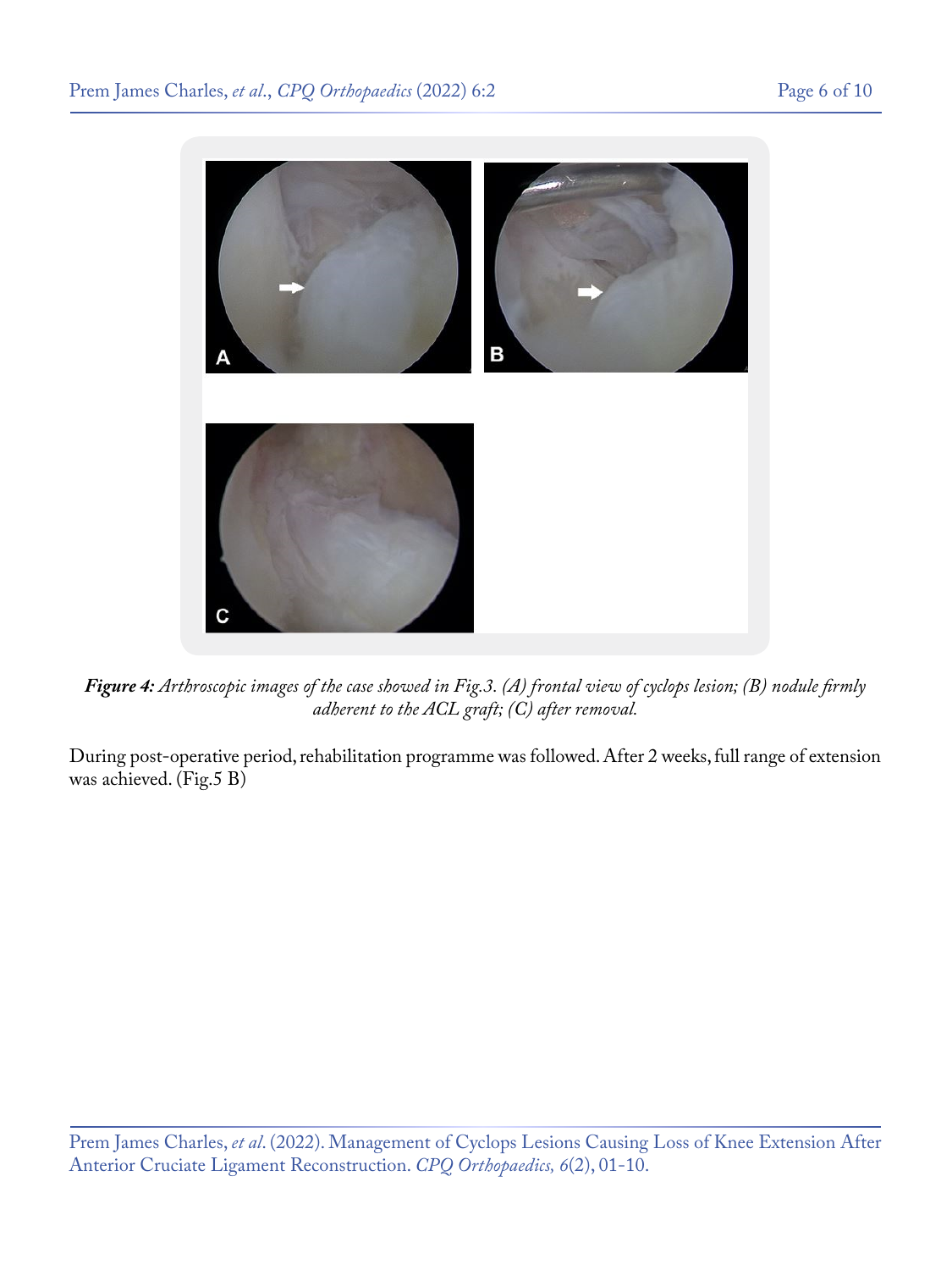***Figure 4:*** *Arthroscopic images of the case showed in Fig.3. (A) frontal view of cyclops lesion; (B) nodule firmly adherent to the ACL graft; (C) after removal.*

During post-operative period, rehabilitation programme was followed. After 2 weeks, full range of extension was achieved. (Fig.5 B)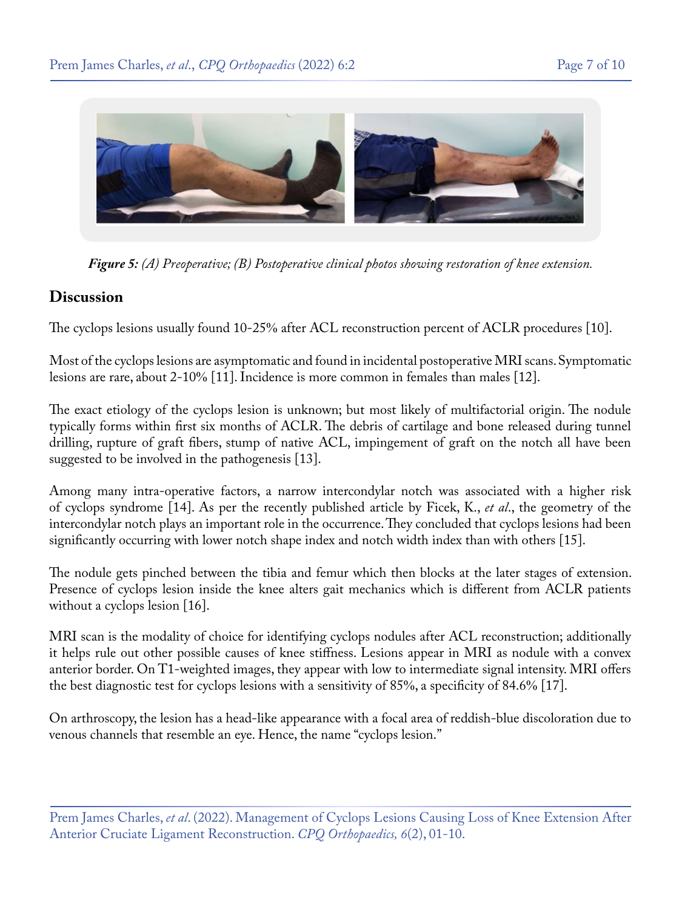*Figure 5: (A) Preoperative; (B) Postoperative clinical photos showing restoration of knee extension.*

## Discussion

The cyclops lesions usually found 10-25% after ACL reconstruction percent of ACLR procedures [10].

Most of the cyclops lesions are asymptomatic and found in incidental postoperative MRI scans. Symptomatic lesions are rare, about 2-10% [11]. Incidence is more common in females than males [12].

The exact etiology of the cyclops lesion is unknown; but most likely of multifactorial origin. The nodule typically forms within first six months of ACLR. The debris of cartilage and bone released during tunnel drilling, rupture of graft fibers, stump of native ACL, impingement of graft on the notch all have been suggested to be involved in the pathogenesis [13].

Among many intra-operative factors, a narrow intercondylar notch was associated with a higher risk of cyclops syndrome [14]. As per the recently published article by Ficek, K., *et al*., the geometry of the intercondylar notch plays an important role in the occurrence. They concluded that cyclops lesions had been significantly occurring with lower notch shape index and notch width index than with others [15].

The nodule gets pinched between the tibia and femur which then blocks at the later stages of extension. Presence of cyclops lesion inside the knee alters gait mechanics which is different from ACLR patients without a cyclops lesion [16].

MRI scan is the modality of choice for identifying cyclops nodules after ACL reconstruction; additionally it helps rule out other possible causes of knee stiffness. Lesions appear in MRI as nodule with a convex anterior border. On T1-weighted images, they appear with low to intermediate signal intensity. MRI offers the best diagnostic test for cyclops lesions with a sensitivity of 85%, a specificity of 84.6% [17].

On arthroscopy, the lesion has a head-like appearance with a focal area of reddish-blue discoloration due to venous channels that resemble an eye. Hence, the name "cyclops lesion."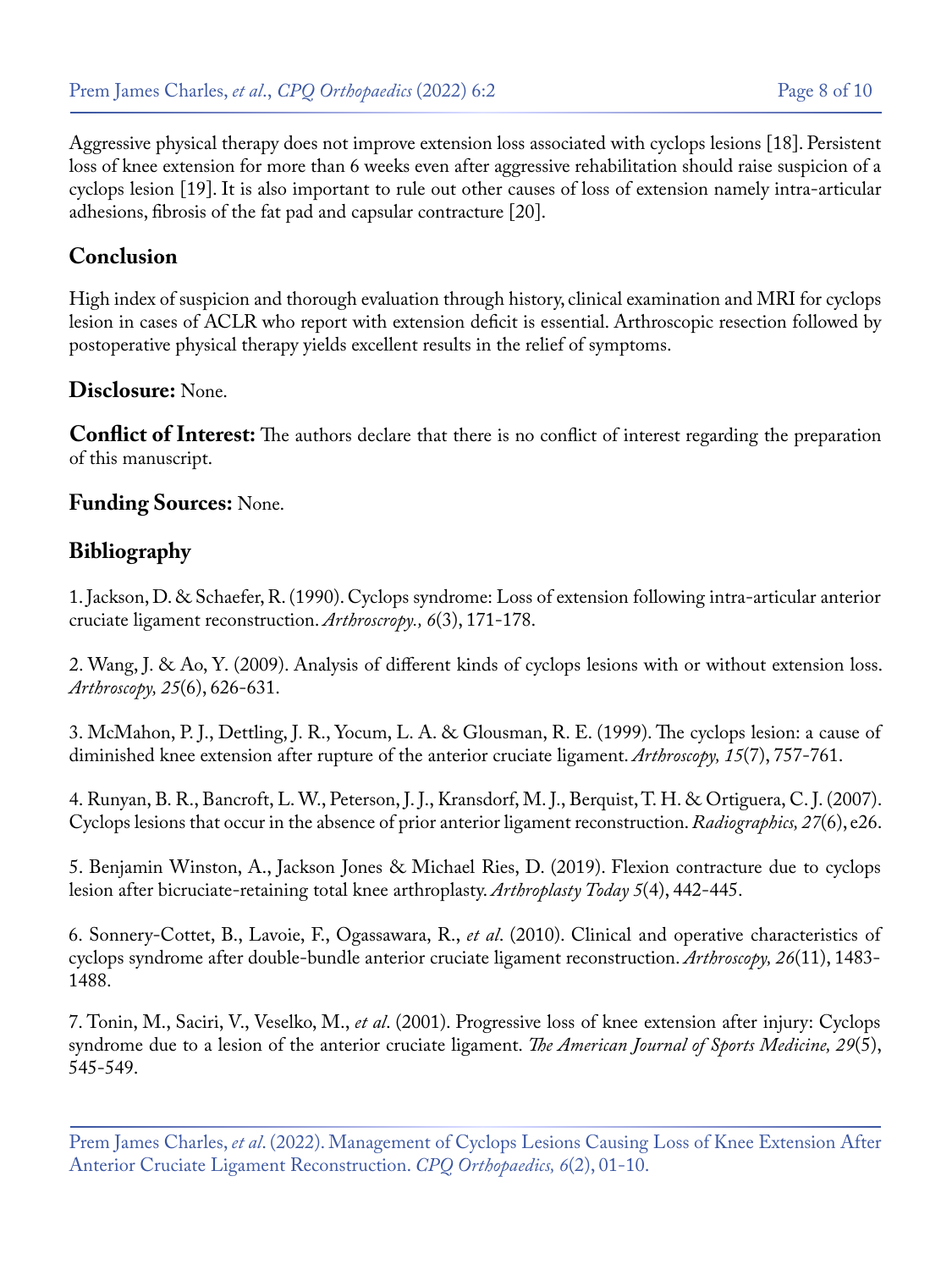Aggressive physical therapy does not improve extension loss associated with cyclops lesions [18]. Persistent loss of knee extension for more than 6 weeks even after aggressive rehabilitation should raise suspicion of a cyclops lesion [19]. It is also important to rule out other causes of loss of extension namely intra-articular adhesions, fibrosis of the fat pad and capsular contracture [20].

## Conclusion

High index of suspicion and thorough evaluation through history, clinical examination and MRI for cyclops lesion in cases of ACLR who report with extension deficit is essential. Arthroscopic resection followed by postoperative physical therapy yields excellent results in the relief of symptoms.

**Disclosure:** None.

**Conflict of Interest:** The authors declare that there is no conflict of interest regarding the preparation of this manuscript.

**Funding Sources:** None.

## Bibliography

1. Jackson, D. & Schaefer, R. (1990). Cyclops syndrome: Loss of extension following intra-articular anterior cruciate ligament reconstruction. *Arthroscropy., 6*(3), 171-178.

2. Wang, J. & Ao, Y. (2009). Analysis of different kinds of cyclops lesions with or without extension loss. *Arthroscopy, 25*(6), 626-631.

3. McMahon, P. J., Dettling, J. R., Yocum, L. A. & Glousman, R. E. (1999). The cyclops lesion: a cause of diminished knee extension after rupture of the anterior cruciate ligament. *Arthroscopy, 15*(7), 757-761.

4. Runyan, B. R., Bancroft, L. W., Peterson, J. J., Kransdorf, M. J., Berquist, T. H. & Ortiguera, C. J. (2007). Cyclops lesions that occur in the absence of prior anterior ligament reconstruction. *Radiographics, 27*(6), e26.

5. Benjamin Winston, A., Jackson Jones & Michael Ries, D. (2019). Flexion contracture due to cyclops lesion after bicruciate-retaining total knee arthroplasty. *Arthroplasty Today 5*(4), 442-445.

6. Sonnery-Cottet, B., Lavoie, F., Ogassawara, R., *et al*. (2010). Clinical and operative characteristics of cyclops syndrome after double-bundle anterior cruciate ligament reconstruction. *Arthroscopy, 26*(11), 1483-1488.

7. Tonin, M., Saciri, V., Veselko, M., *et al*. (2001). Progressive loss of knee extension after injury: Cyclops syndrome due to a lesion of the anterior cruciate ligament. *The American Journal of Sports Medicine, 29*(5), 545-549.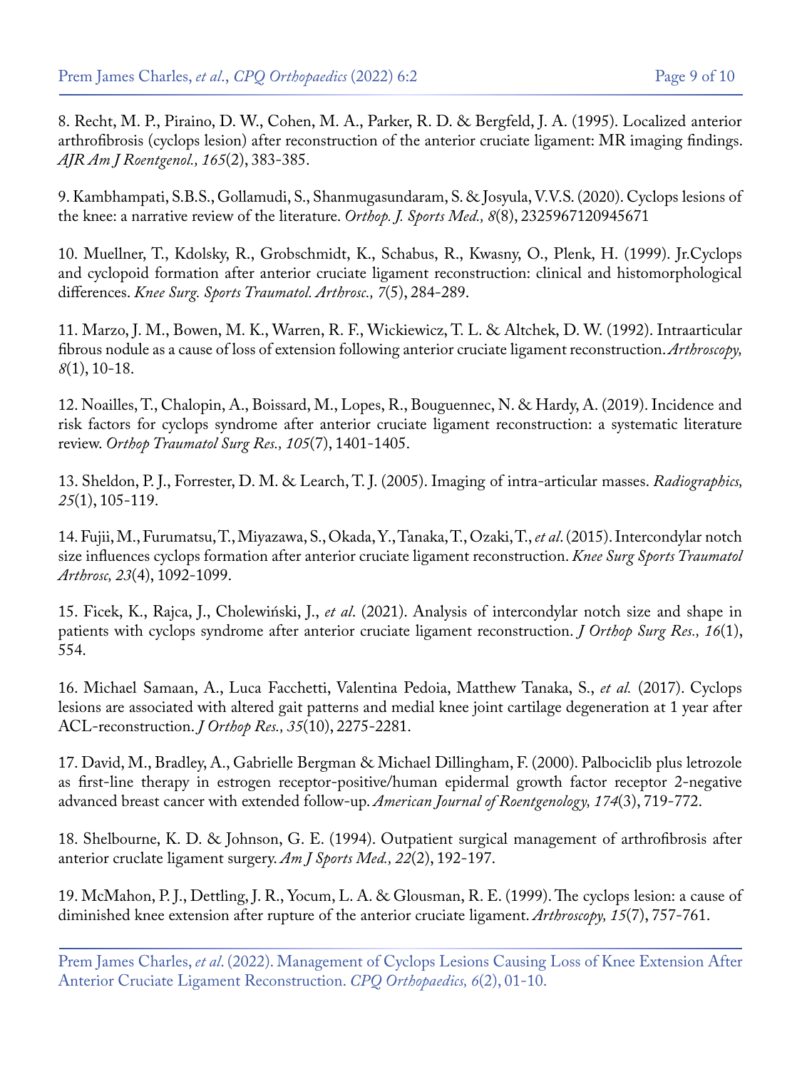8. Recht, M. P., Piraino, D. W., Cohen, M. A., Parker, R. D. & Bergfeld, J. A. (1995). Localized anterior arthrofibrosis (cyclops lesion) after reconstruction of the anterior cruciate ligament: MR imaging findings. *AJR Am J Roentgenol., 165*(2), 383-385.

9. Kambhampati, S.B.S., Gollamudi, S., Shanmugasundaram, S. & Josyula, V.V.S. (2020). Cyclops lesions of the knee: a narrative review of the literature. *Orthop. J. Sports Med., 8*(8), 2325967120945671

10. Muellner, T., Kdolsky, R., Grobschmidt, K., Schabus, R., Kwasny, O., Plenk, H. (1999). Jr.Cyclops and cyclopoid formation after anterior cruciate ligament reconstruction: clinical and histomorphological differences. *Knee Surg. Sports Traumatol. Arthrosc., 7*(5), 284-289.

11. Marzo, J. M., Bowen, M. K., Warren, R. F., Wickiewicz, T. L. & Altchek, D. W. (1992). Intraarticular fibrous nodule as a cause of loss of extension following anterior cruciate ligament reconstruction. *Arthroscopy, 8*(1), 10-18.

12. Noailles, T., Chalopin, A., Boissard, M., Lopes, R., Bouguennec, N. & Hardy, A. (2019). Incidence and risk factors for cyclops syndrome after anterior cruciate ligament reconstruction: a systematic literature review. *Orthop Traumatol Surg Res., 105*(7), 1401-1405.

13. Sheldon, P. J., Forrester, D. M. & Learch, T. J. (2005). Imaging of intra-articular masses. *Radiographics, 25*(1), 105-119.

14. Fujii, M., Furumatsu, T., Miyazawa, S., Okada, Y., Tanaka, T., Ozaki, T., *et al*. (2015). Intercondylar notch size influences cyclops formation after anterior cruciate ligament reconstruction. *Knee Surg Sports Traumatol Arthrosc, 23*(4), 1092-1099.

15. Ficek, K., Rajca, J., Cholewiński, J., *et al*. (2021). Analysis of intercondylar notch size and shape in patients with cyclops syndrome after anterior cruciate ligament reconstruction. *J Orthop Surg Res., 16*(1), 554.

16. Michael Samaan, A., Luca Facchetti, Valentina Pedoia, Matthew Tanaka, S., *et al.* (2017). Cyclops lesions are associated with altered gait patterns and medial knee joint cartilage degeneration at 1 year after ACL-reconstruction. *J Orthop Res., 35*(10), 2275-2281.

17. David, M., Bradley, A., Gabrielle Bergman & Michael Dillingham, F. (2000). Palbociclib plus letrozole as first-line therapy in estrogen receptor-positive/human epidermal growth factor receptor 2-negative advanced breast cancer with extended follow-up. *American Journal of Roentgenology, 174*(3), 719-772.

18. Shelbourne, K. D. & Johnson, G. E. (1994). Outpatient surgical management of arthrofibrosis after anterior cruclate ligament surgery. *Am J Sports Med., 22*(2), 192-197.

19. McMahon, P. J., Dettling, J. R., Yocum, L. A. & Glousman, R. E. (1999). The cyclops lesion: a cause of diminished knee extension after rupture of the anterior cruciate ligament. *Arthroscopy, 15*(7), 757-761.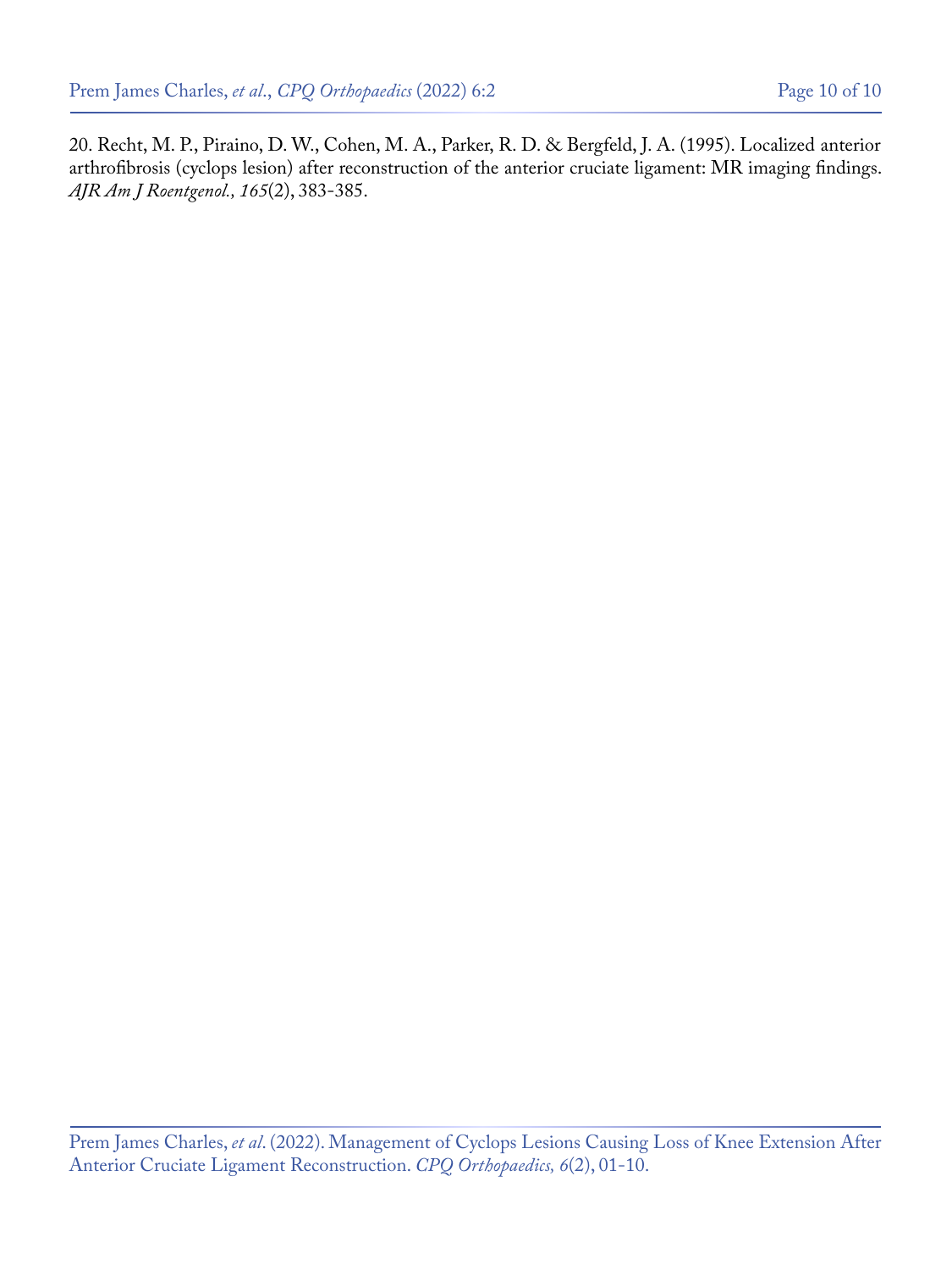20. Recht, M. P., Piraino, D. W., Cohen, M. A., Parker, R. D. & Bergfeld, J. A. (1995). Localized anterior arthrofibrosis (cyclops lesion) after reconstruction of the anterior cruciate ligament: MR imaging findings. *AJR Am J Roentgenol., 165*(2), 383-385.